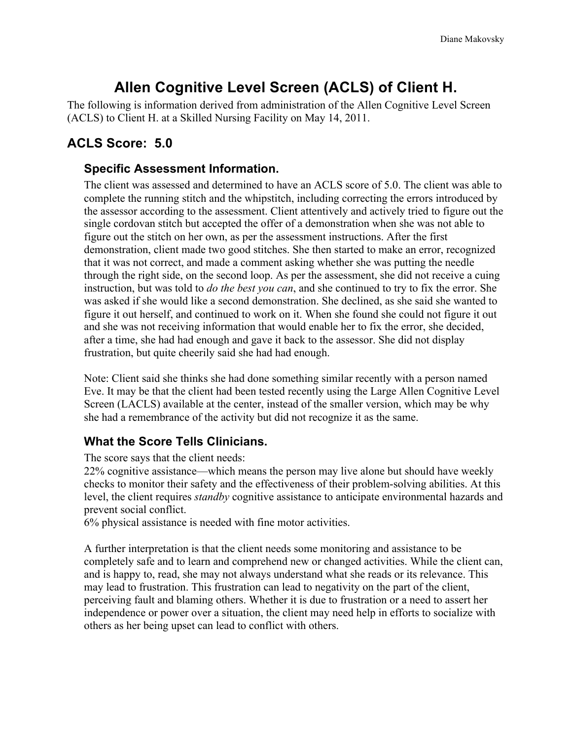# Allen Cognitive Level Screen (ACLS) of Client H.

The following is information derived from administration of the Allen Cognitive Level Screen (ACLS) to Client H. at a Skilled Nursing Facility on May 14, 2011.

## ACLS Score: 5.0

### Specific Assessment Information.

The client was assessed and determined to have an ACLS score of 5.0. The client was able to complete the running stitch and the whipstitch, including correcting the errors introduced by the assessor according to the assessment. Client attentively and actively tried to figure out the single cordovan stitch but accepted the offer of a demonstration when she was not able to figure out the stitch on her own, as per the assessment instructions. After the first demonstration, client made two good stitches. She then started to make an error, recognized that it was not correct, and made a comment asking whether she was putting the needle through the right side, on the second loop. As per the assessment, she did not receive a cuing instruction, but was told to *do the best you can*, and she continued to try to fix the error. She was asked if she would like a second demonstration. She declined, as she said she wanted to figure it out herself, and continued to work on it. When she found she could not figure it out and she was not receiving information that would enable her to fix the error, she decided, after a time, she had had enough and gave it back to the assessor. She did not display frustration, but quite cheerily said she had had enough.

Note: Client said she thinks she had done something similar recently with a person named Eve. It may be that the client had been tested recently using the Large Allen Cognitive Level Screen (LACLS) available at the center, instead of the smaller version, which may be why she had a remembrance of the activity but did not recognize it as the same.

### What the Score Tells Clinicians.

The score says that the client needs:
22% cognitive assistance—which means the person may live alone but should have weekly checks to monitor their safety and the effectiveness of their problem-solving abilities. At this level, the client requires *standby* cognitive assistance to anticipate environmental hazards and prevent social conflict.
6% physical assistance is needed with fine motor activities.

A further interpretation is that the client needs some monitoring and assistance to be completely safe and to learn and comprehend new or changed activities. While the client can, and is happy to, read, she may not always understand what she reads or its relevance. This may lead to frustration. This frustration can lead to negativity on the part of the client, perceiving fault and blaming others. Whether it is due to frustration or a need to assert her independence or power over a situation, the client may need help in efforts to socialize with others as her being upset can lead to conflict with others.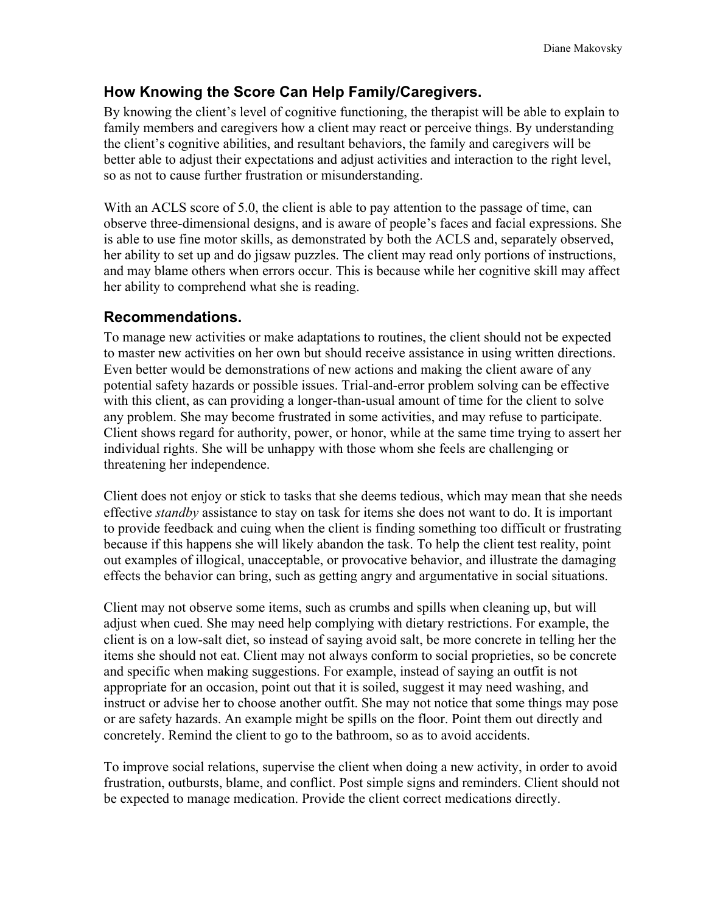## How Knowing the Score Can Help Family/Caregivers.

By knowing the client's level of cognitive functioning, the therapist will be able to explain to family members and caregivers how a client may react or perceive things. By understanding the client's cognitive abilities, and resultant behaviors, the family and caregivers will be better able to adjust their expectations and adjust activities and interaction to the right level, so as not to cause further frustration or misunderstanding.

With an ACLS score of 5.0, the client is able to pay attention to the passage of time, can observe three-dimensional designs, and is aware of people's faces and facial expressions. She is able to use fine motor skills, as demonstrated by both the ACLS and, separately observed, her ability to set up and do jigsaw puzzles. The client may read only portions of instructions, and may blame others when errors occur. This is because while her cognitive skill may affect her ability to comprehend what she is reading.

## Recommendations.

To manage new activities or make adaptations to routines, the client should not be expected to master new activities on her own but should receive assistance in using written directions. Even better would be demonstrations of new actions and making the client aware of any potential safety hazards or possible issues. Trial-and-error problem solving can be effective with this client, as can providing a longer-than-usual amount of time for the client to solve any problem. She may become frustrated in some activities, and may refuse to participate. Client shows regard for authority, power, or honor, while at the same time trying to assert her individual rights. She will be unhappy with those whom she feels are challenging or threatening her independence.

Client does not enjoy or stick to tasks that she deems tedious, which may mean that she needs effective *standby* assistance to stay on task for items she does not want to do. It is important to provide feedback and cuing when the client is finding something too difficult or frustrating because if this happens she will likely abandon the task. To help the client test reality, point out examples of illogical, unacceptable, or provocative behavior, and illustrate the damaging effects the behavior can bring, such as getting angry and argumentative in social situations.

Client may not observe some items, such as crumbs and spills when cleaning up, but will adjust when cued. She may need help complying with dietary restrictions. For example, the client is on a low-salt diet, so instead of saying avoid salt, be more concrete in telling her the items she should not eat. Client may not always conform to social proprieties, so be concrete and specific when making suggestions. For example, instead of saying an outfit is not appropriate for an occasion, point out that it is soiled, suggest it may need washing, and instruct or advise her to choose another outfit. She may not notice that some things may pose or are safety hazards. An example might be spills on the floor. Point them out directly and concretely. Remind the client to go to the bathroom, so as to avoid accidents.

To improve social relations, supervise the client when doing a new activity, in order to avoid frustration, outbursts, blame, and conflict. Post simple signs and reminders. Client should not be expected to manage medication. Provide the client correct medications directly.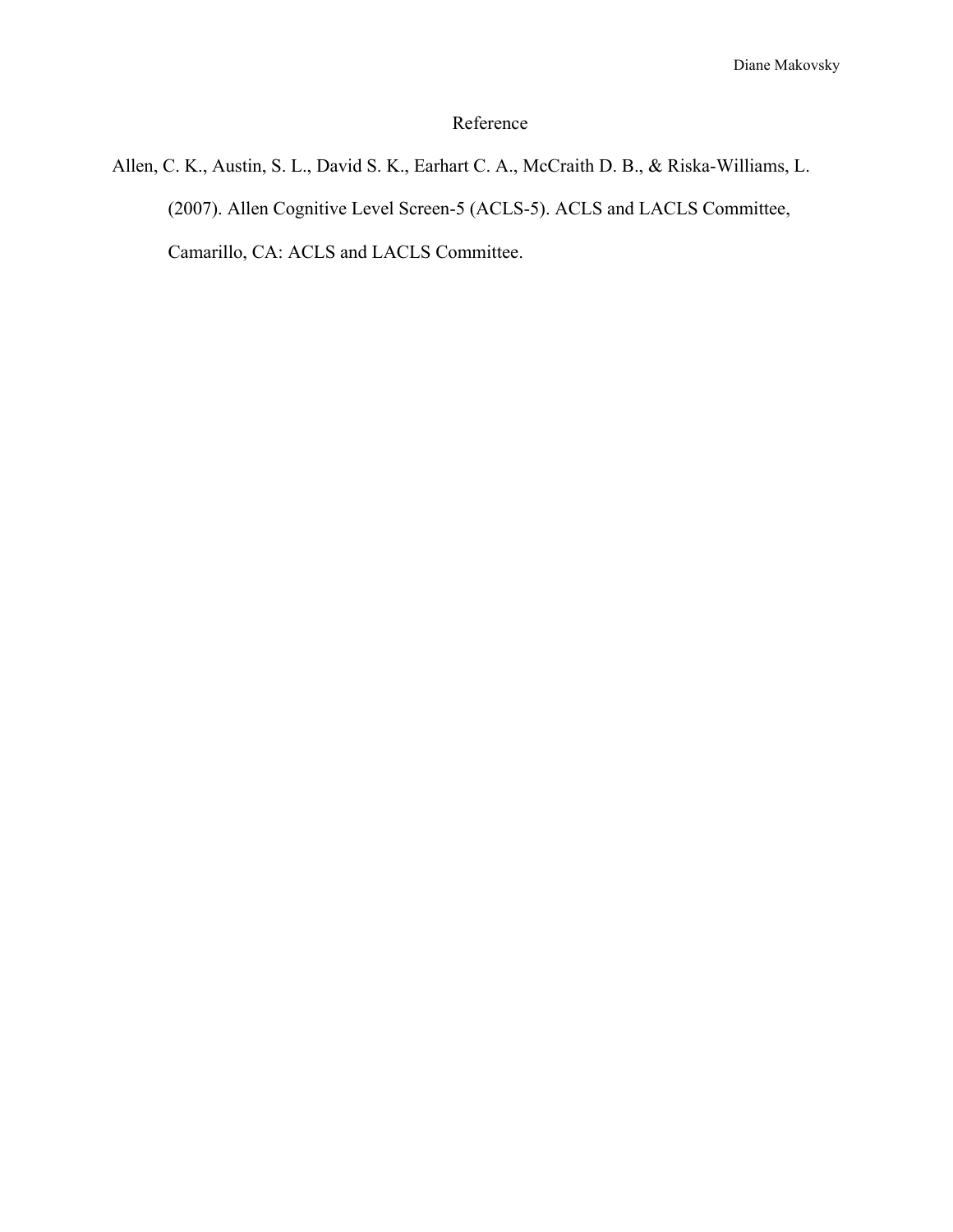# Reference

Allen, C. K., Austin, S. L., David S. K., Earhart C. A., McCraith D. B., & Riska-Williams, L. (2007). Allen Cognitive Level Screen-5 (ACLS-5). ACLS and LACLS Committee, Camarillo, CA: ACLS and LACLS Committee.